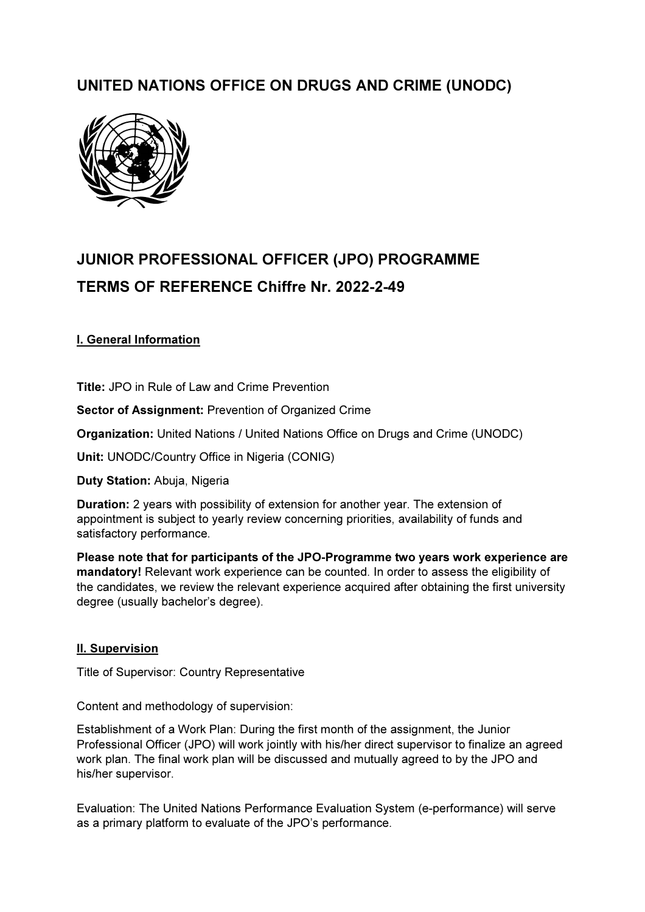# UNITED NATIONS OFFICE ON DRUGS AND CRIME (UNODC)

# JUNIOR PROFESSIONAL OFFICER (JPO) PROGRAMME

# TERMS OF REFERENCE Chiffre Nr. 2022-2-49

## I. General Information

**Title:** JPO in Rule of Law and Crime Prevention

**Sector of Assignment:** Prevention of Organized Crime

**Organization:** United Nations / United Nations Office on Drugs and Crime (UNODC)

**Unit:** UNODC/Country Office in Nigeria (CONIG)

**Duty Station:** Abuja, Nigeria

**Duration:** 2 years with possibility of extension for another year. The extension of appointment is subject to yearly review concerning priorities, availability of funds and satisfactory performance.

**Please note that for participants of the JPO-Programme two years work experience are mandatory!** Relevant work experience can be counted. In order to assess the eligibility of the candidates, we review the relevant experience acquired after obtaining the first university degree (usually bachelor's degree).

## II. Supervision

Title of Supervisor: Country Representative

Content and methodology of supervision:

Establishment of a Work Plan: During the first month of the assignment, the Junior Professional Officer (JPO) will work jointly with his/her direct supervisor to finalize an agreed work plan. The final work plan will be discussed and mutually agreed to by the JPO and his/her supervisor.

Evaluation: The United Nations Performance Evaluation System (e-performance) will serve as a primary platform to evaluate of the JPO's performance.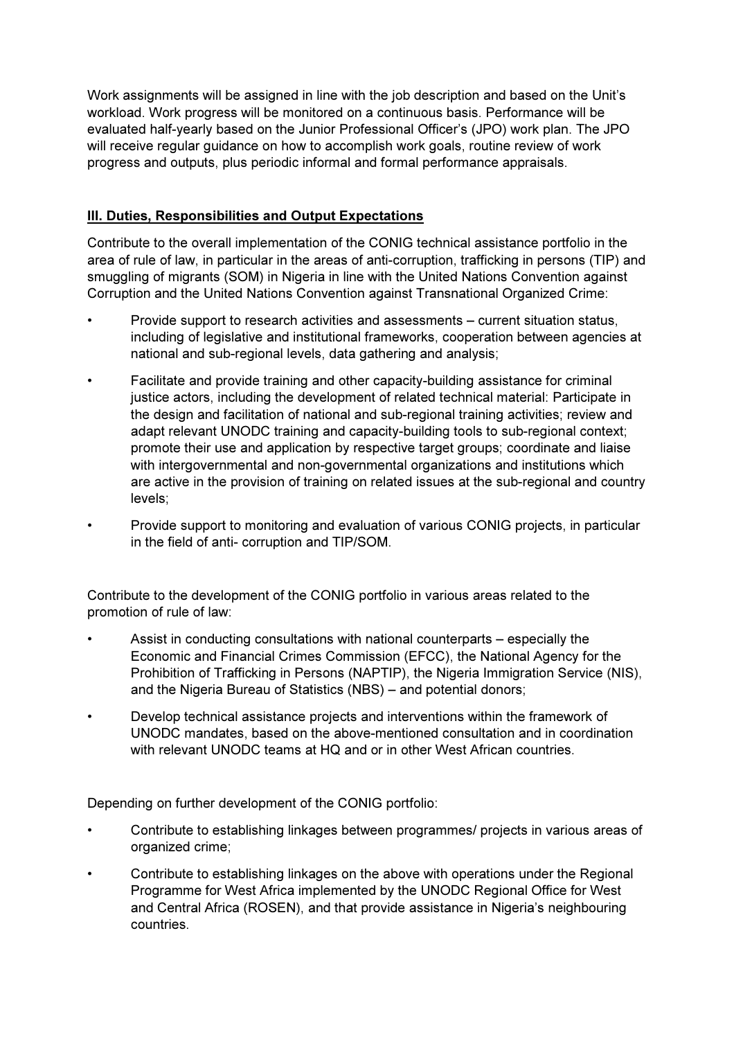Work assignments will be assigned in line with the job description and based on the Unit's workload. Work progress will be monitored on a continuous basis. Performance will be evaluated half-yearly based on the Junior Professional Officer's (JPO) work plan. The JPO will receive regular guidance on how to accomplish work goals, routine review of work progress and outputs, plus periodic informal and formal performance appraisals.

## III. Duties, Responsibilities and Output Expectations

Contribute to the overall implementation of the CONIG technical assistance portfolio in the area of rule of law, in particular in the areas of anti-corruption, trafficking in persons (TIP) and smuggling of migrants (SOM) in Nigeria in line with the United Nations Convention against Corruption and the United Nations Convention against Transnational Organized Crime:

- Provide support to research activities and assessments – current situation status, including of legislative and institutional frameworks, cooperation between agencies at national and sub-regional levels, data gathering and analysis;
- Facilitate and provide training and other capacity-building assistance for criminal justice actors, including the development of related technical material: Participate in the design and facilitation of national and sub-regional training activities; review and adapt relevant UNODC training and capacity-building tools to sub-regional context; promote their use and application by respective target groups; coordinate and liaise with intergovernmental and non-governmental organizations and institutions which are active in the provision of training on related issues at the sub-regional and country levels;
- Provide support to monitoring and evaluation of various CONIG projects, in particular in the field of anti- corruption and TIP/SOM.

Contribute to the development of the CONIG portfolio in various areas related to the promotion of rule of law:

- Assist in conducting consultations with national counterparts – especially the Economic and Financial Crimes Commission (EFCC), the National Agency for the Prohibition of Trafficking in Persons (NAPTIP), the Nigeria Immigration Service (NIS), and the Nigeria Bureau of Statistics (NBS) – and potential donors;
- Develop technical assistance projects and interventions within the framework of UNODC mandates, based on the above-mentioned consultation and in coordination with relevant UNODC teams at HQ and or in other West African countries.

Depending on further development of the CONIG portfolio:

- Contribute to establishing linkages between programmes/ projects in various areas of organized crime;
- Contribute to establishing linkages on the above with operations under the Regional Programme for West Africa implemented by the UNODC Regional Office for West and Central Africa (ROSEN), and that provide assistance in Nigeria's neighbouring countries.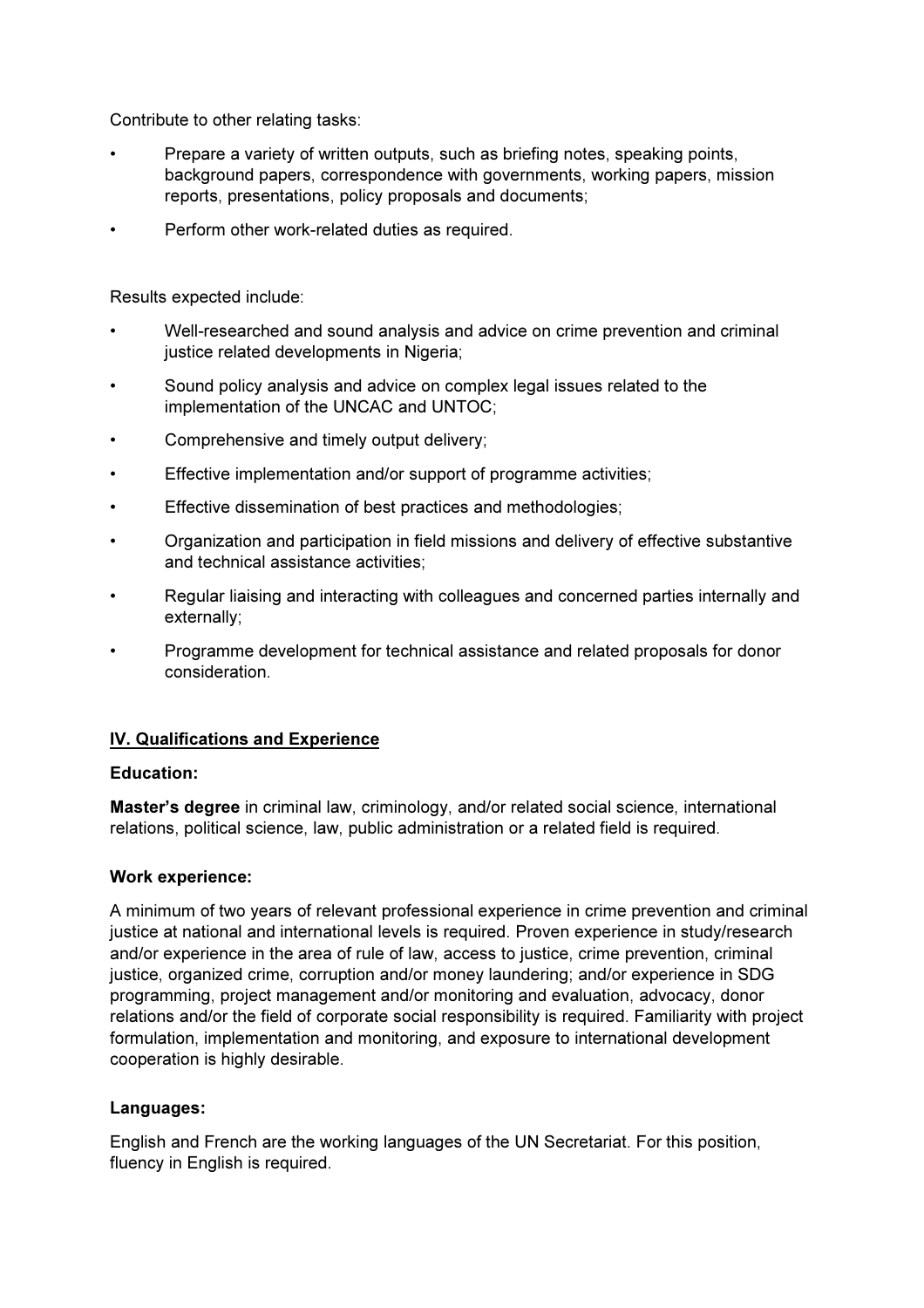Contribute to other relating tasks:

- Prepare a variety of written outputs, such as briefing notes, speaking points, background papers, correspondence with governments, working papers, mission reports, presentations, policy proposals and documents;
- Perform other work-related duties as required.

Results expected include:

- Well-researched and sound analysis and advice on crime prevention and criminal justice related developments in Nigeria;
- Sound policy analysis and advice on complex legal issues related to the implementation of the UNCAC and UNTOC;
- Comprehensive and timely output delivery;
- Effective implementation and/or support of programme activities;
- Effective dissemination of best practices and methodologies;
- Organization and participation in field missions and delivery of effective substantive and technical assistance activities;
- Regular liaising and interacting with colleagues and concerned parties internally and externally;
- Programme development for technical assistance and related proposals for donor consideration.

## IV. Qualifications and Experience

**Education:**

**Master's degree** in criminal law, criminology, and/or related social science, international relations, political science, law, public administration or a related field is required.

**Work experience:**

A minimum of two years of relevant professional experience in crime prevention and criminal justice at national and international levels is required. Proven experience in study/research and/or experience in the area of rule of law, access to justice, crime prevention, criminal justice, organized crime, corruption and/or money laundering; and/or experience in SDG programming, project management and/or monitoring and evaluation, advocacy, donor relations and/or the field of corporate social responsibility is required. Familiarity with project formulation, implementation and monitoring, and exposure to international development cooperation is highly desirable.

**Languages:**

English and French are the working languages of the UN Secretariat. For this position, fluency in English is required.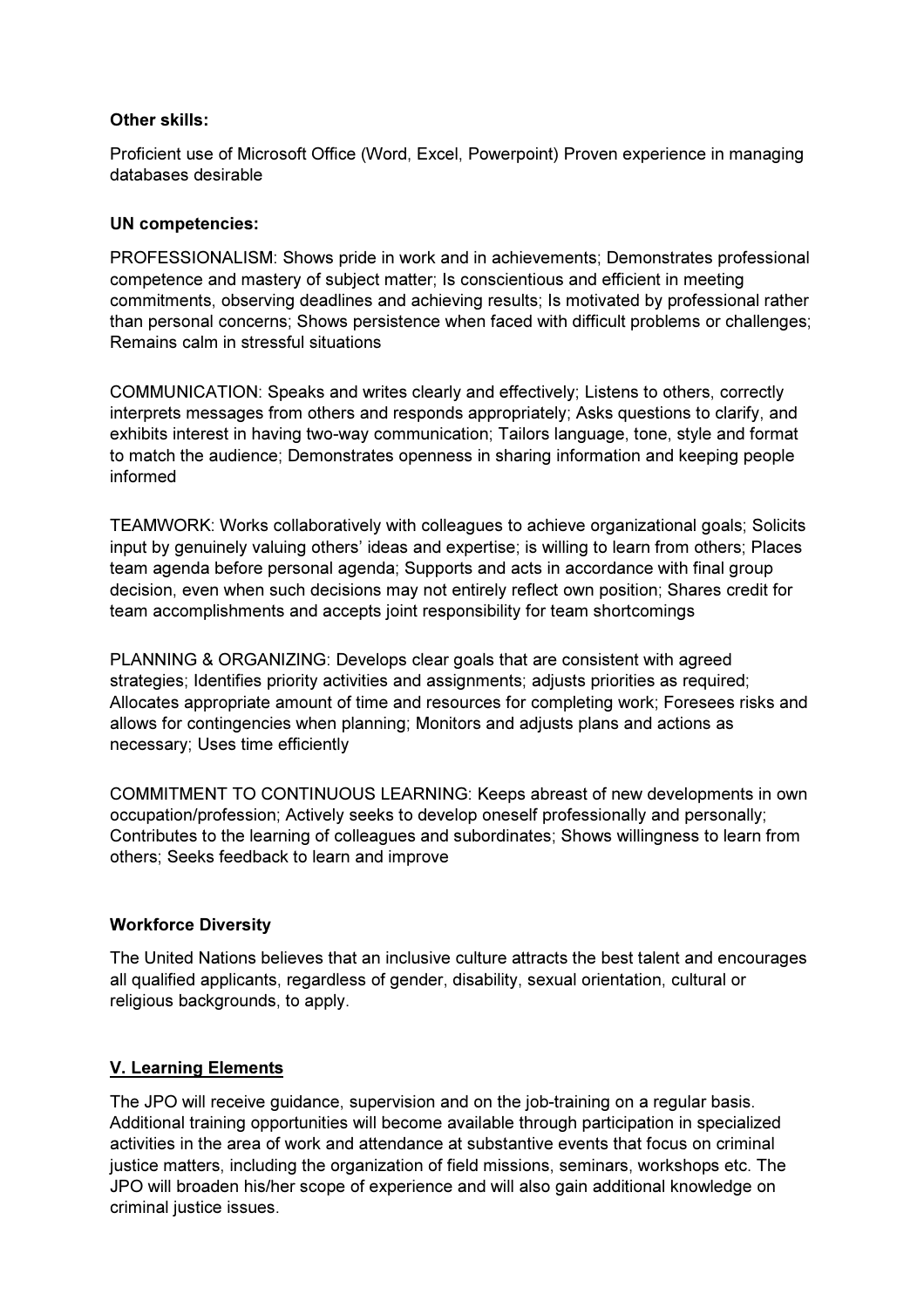**Other skills:**

Proficient use of Microsoft Office (Word, Excel, Powerpoint) Proven experience in managing databases desirable

**UN competencies:**

PROFESSIONALISM: Shows pride in work and in achievements; Demonstrates professional competence and mastery of subject matter; Is conscientious and efficient in meeting commitments, observing deadlines and achieving results; Is motivated by professional rather than personal concerns; Shows persistence when faced with difficult problems or challenges; Remains calm in stressful situations

COMMUNICATION: Speaks and writes clearly and effectively; Listens to others, correctly interprets messages from others and responds appropriately; Asks questions to clarify, and exhibits interest in having two-way communication; Tailors language, tone, style and format to match the audience; Demonstrates openness in sharing information and keeping people informed

TEAMWORK: Works collaboratively with colleagues to achieve organizational goals; Solicits input by genuinely valuing others' ideas and expertise; is willing to learn from others; Places team agenda before personal agenda; Supports and acts in accordance with final group decision, even when such decisions may not entirely reflect own position; Shares credit for team accomplishments and accepts joint responsibility for team shortcomings

PLANNING & ORGANIZING: Develops clear goals that are consistent with agreed strategies; Identifies priority activities and assignments; adjusts priorities as required; Allocates appropriate amount of time and resources for completing work; Foresees risks and allows for contingencies when planning; Monitors and adjusts plans and actions as necessary; Uses time efficiently

COMMITMENT TO CONTINUOUS LEARNING: Keeps abreast of new developments in own occupation/profession; Actively seeks to develop oneself professionally and personally; Contributes to the learning of colleagues and subordinates; Shows willingness to learn from others; Seeks feedback to learn and improve

**Workforce Diversity**

The United Nations believes that an inclusive culture attracts the best talent and encourages all qualified applicants, regardless of gender, disability, sexual orientation, cultural or religious backgrounds, to apply.

## V. Learning Elements

The JPO will receive guidance, supervision and on the job-training on a regular basis. Additional training opportunities will become available through participation in specialized activities in the area of work and attendance at substantive events that focus on criminal justice matters, including the organization of field missions, seminars, workshops etc. The JPO will broaden his/her scope of experience and will also gain additional knowledge on criminal justice issues.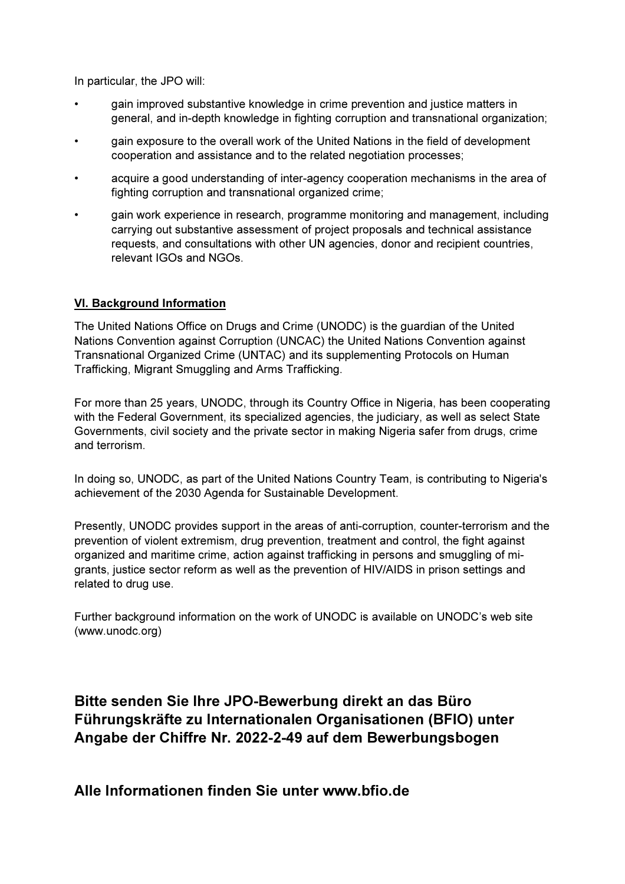In particular, the JPO will:

- gain improved substantive knowledge in crime prevention and justice matters in general, and in-depth knowledge in fighting corruption and transnational organization;
- gain exposure to the overall work of the United Nations in the field of development cooperation and assistance and to the related negotiation processes;
- acquire a good understanding of inter-agency cooperation mechanisms in the area of fighting corruption and transnational organized crime;
- gain work experience in research, programme monitoring and management, including carrying out substantive assessment of project proposals and technical assistance requests, and consultations with other UN agencies, donor and recipient countries, relevant IGOs and NGOs.

**VI. Background Information**

The United Nations Office on Drugs and Crime (UNODC) is the guardian of the United Nations Convention against Corruption (UNCAC) the United Nations Convention against Transnational Organized Crime (UNTAC) and its supplementing Protocols on Human Trafficking, Migrant Smuggling and Arms Trafficking.

For more than 25 years, UNODC, through its Country Office in Nigeria, has been cooperating with the Federal Government, its specialized agencies, the judiciary, as well as select State Governments, civil society and the private sector in making Nigeria safer from drugs, crime and terrorism.

In doing so, UNODC, as part of the United Nations Country Team, is contributing to Nigeria's achievement of the 2030 Agenda for Sustainable Development.

Presently, UNODC provides support in the areas of anti-corruption, counter-terrorism and the prevention of violent extremism, drug prevention, treatment and control, the fight against organized and maritime crime, action against trafficking in persons and smuggling of migrants, justice sector reform as well as the prevention of HIV/AIDS in prison settings and related to drug use.

Further background information on the work of UNODC is available on UNODC's web site (www.unodc.org)

## Bitte senden Sie Ihre JPO-Bewerbung direkt an das Büro Führungskräfte zu Internationalen Organisationen (BFIO) unter Angabe der Chiffre Nr. 2022-2-49 auf dem Bewerbungsbogen

## Alle Informationen finden Sie unter www.bfio.de